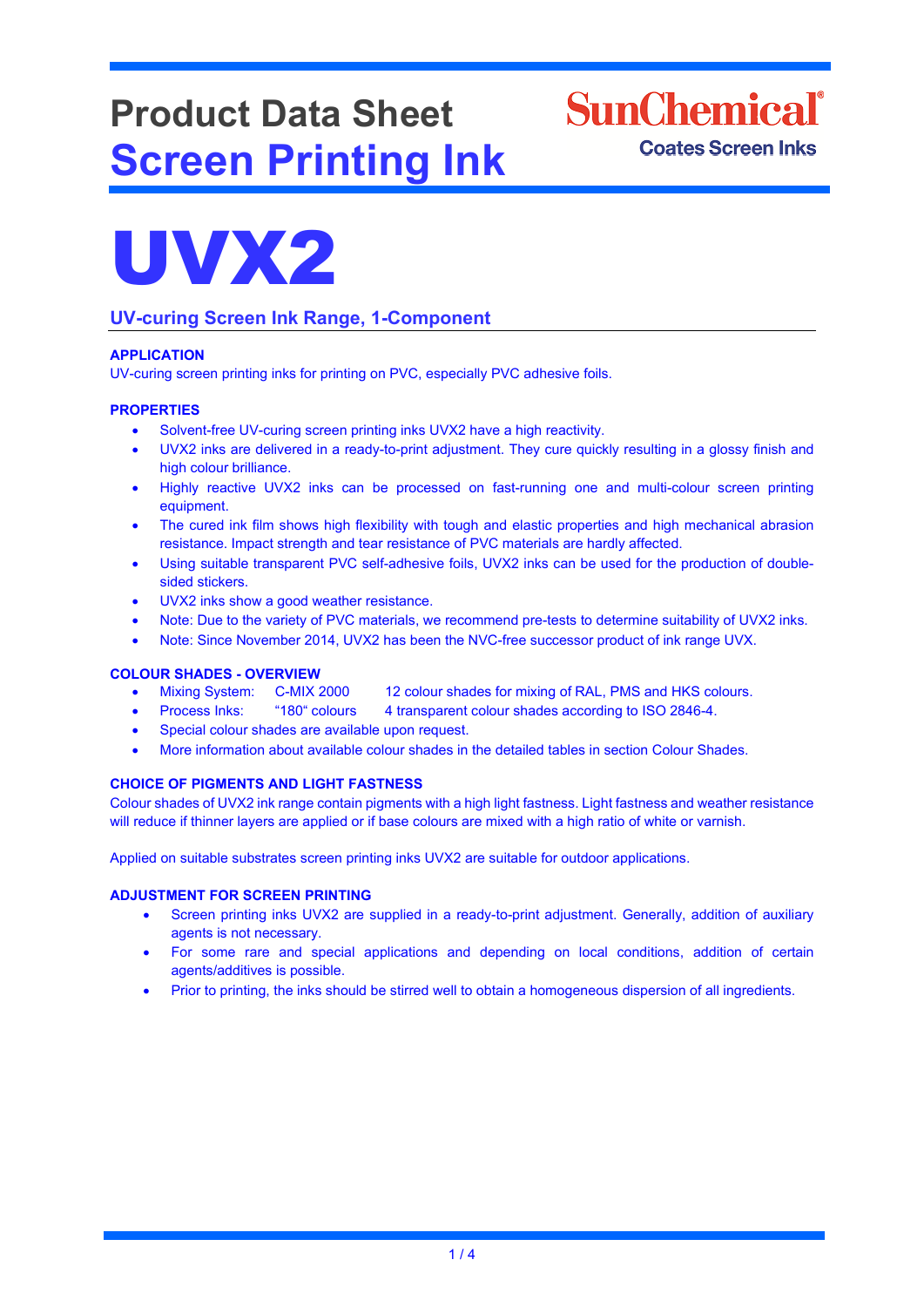# Product Data Sheet
# Screen Printing Ink

SunChemical®
Coates Screen Inks

# UVX2

## UV-curing Screen Ink Range, 1-Component

### APPLICATION

UV-curing screen printing inks for printing on PVC, especially PVC adhesive foils.

### PROPERTIES

- Solvent-free UV-curing screen printing inks UVX2 have a high reactivity.
- UVX2 inks are delivered in a ready-to-print adjustment. They cure quickly resulting in a glossy finish and high colour brilliance.
- Highly reactive UVX2 inks can be processed on fast-running one and multi-colour screen printing equipment.
- The cured ink film shows high flexibility with tough and elastic properties and high mechanical abrasion resistance. Impact strength and tear resistance of PVC materials are hardly affected.
- Using suitable transparent PVC self-adhesive foils, UVX2 inks can be used for the production of double-sided stickers.
- UVX2 inks show a good weather resistance.
- Note: Due to the variety of PVC materials, we recommend pre-tests to determine suitability of UVX2 inks.
- Note: Since November 2014, UVX2 has been the NVC-free successor product of ink range UVX.

### COLOUR SHADES - OVERVIEW

- Mixing System: C-MIX 2000 12 colour shades for mixing of RAL, PMS and HKS colours.
- Process Inks: "180" colours 4 transparent colour shades according to ISO 2846-4.
- Special colour shades are available upon request.
- More information about available colour shades in the detailed tables in section Colour Shades.

### CHOICE OF PIGMENTS AND LIGHT FASTNESS

Colour shades of UVX2 ink range contain pigments with a high light fastness. Light fastness and weather resistance will reduce if thinner layers are applied or if base colours are mixed with a high ratio of white or varnish.

Applied on suitable substrates screen printing inks UVX2 are suitable for outdoor applications.

### ADJUSTMENT FOR SCREEN PRINTING

- Screen printing inks UVX2 are supplied in a ready-to-print adjustment. Generally, addition of auxiliary agents is not necessary.
- For some rare and special applications and depending on local conditions, addition of certain agents/additives is possible.
- Prior to printing, the inks should be stirred well to obtain a homogeneous dispersion of all ingredients.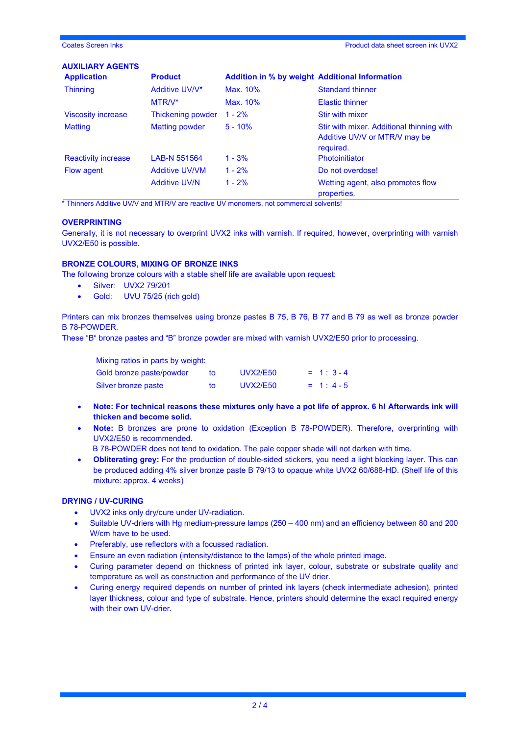## AUXILIARY AGENTS

| Application | Product | Addition in % by weight | Additional Information |
|---|---|---|---|
| Thinning | Additive UV/V* | Max. 10% | Standard thinner |
| | MTR/V* | Max. 10% | Elastic thinner |
| Viscosity increase | Thickening powder | 1 - 2% | Stir with mixer |
| Matting | Matting powder | 5 - 10% | Stir with mixer. Additional thinning with Additive UV/V or MTR/V may be required. |
| Reactivity increase | LAB-N 551564 | 1 - 3% | Photoinitiator |
| Flow agent | Additive UV/VM | 1 - 2% | Do not overdose! |
| | Additive UV/N | 1 - 2% | Wetting agent, also promotes flow properties. |

* Thinners Additive UV/V and MTR/V are reactive UV monomers, not commercial solvents!

## OVERPRINTING

Generally, it is not necessary to overprint UVX2 inks with varnish. If required, however, overprinting with varnish UVX2/E50 is possible.

## BRONZE COLOURS, MIXING OF BRONZE INKS

The following bronze colours with a stable shelf life are available upon request:

- Silver: UVX2 79/201
- Gold: UVU 75/25 (rich gold)

Printers can mix bronzes themselves using bronze pastes B 75, B 76, B 77 and B 79 as well as bronze powder B 78-POWDER.
These "B" bronze pastes and "B" bronze powder are mixed with varnish UVX2/E50 prior to processing.

Mixing ratios in parts by weight:

| | | | |
|---|---|---|---|
| Gold bronze paste/powder | to | UVX2/E50 | = 1 : 3 - 4 |
| Silver bronze paste | to | UVX2/E50 | = 1 : 4 - 5 |

- **Note: For technical reasons these mixtures only have a pot life of approx. 6 h! Afterwards ink will thicken and become solid.**
- **Note:** B bronzes are prone to oxidation (Exception B 78-POWDER). Therefore, overprinting with UVX2/E50 is recommended.
  B 78-POWDER does not tend to oxidation. The pale copper shade will not darken with time.
- **Obliterating grey:** For the production of double-sided stickers, you need a light blocking layer. This can be produced adding 4% silver bronze paste B 79/13 to opaque white UVX2 60/688-HD. (Shelf life of this mixture: approx. 4 weeks)

## DRYING / UV-CURING

- UVX2 inks only dry/cure under UV-radiation.
- Suitable UV-driers with Hg medium-pressure lamps (250 – 400 nm) and an efficiency between 80 and 200 W/cm have to be used.
- Preferably, use reflectors with a focussed radiation.
- Ensure an even radiation (intensity/distance to the lamps) of the whole printed image.
- Curing parameter depend on thickness of printed ink layer, colour, substrate or substrate quality and temperature as well as construction and performance of the UV drier.
- Curing energy required depends on number of printed ink layers (check intermediate adhesion), printed layer thickness, colour and type of substrate. Hence, printers should determine the exact required energy with their own UV-drier.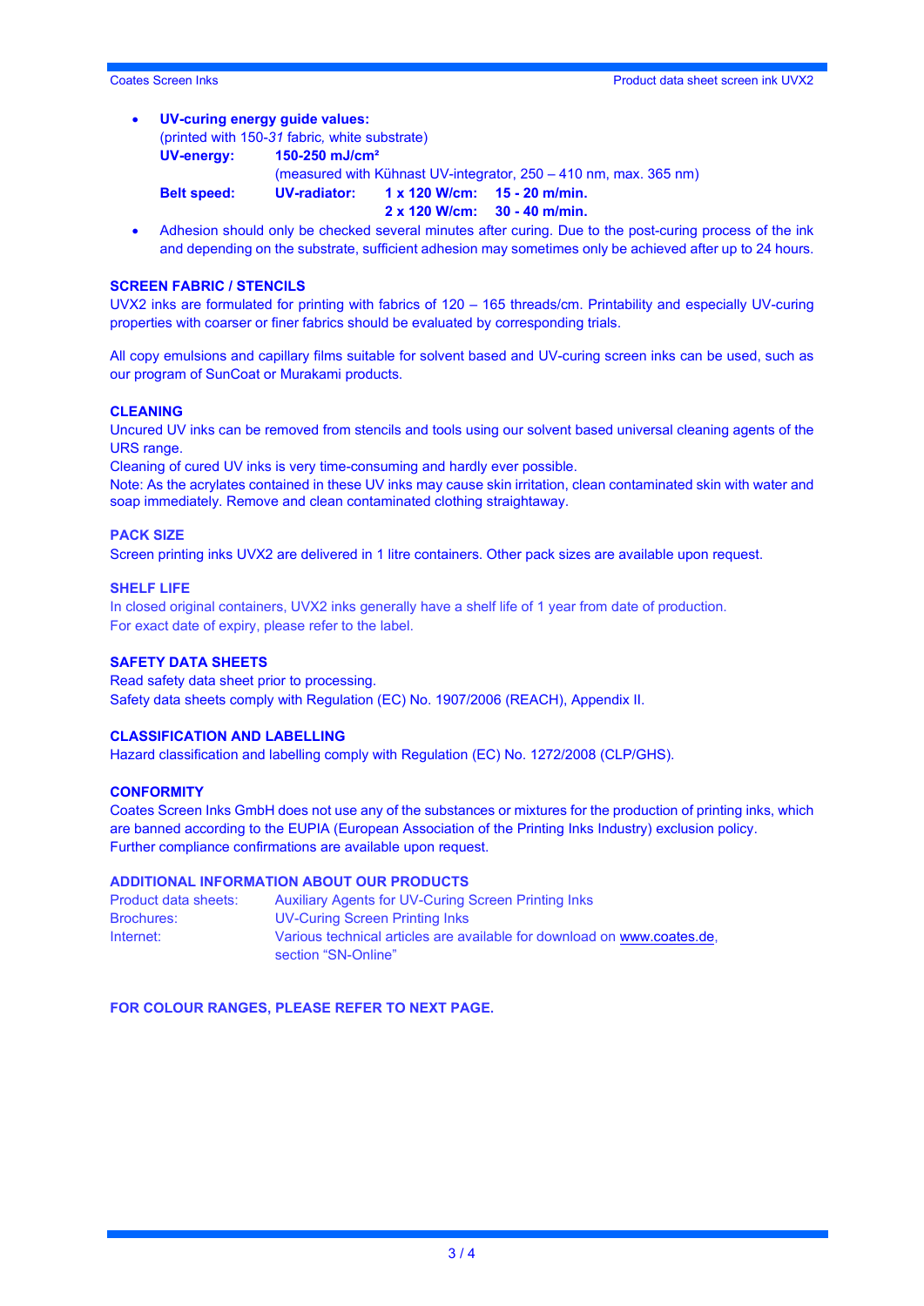- **UV-curing energy guide values:**
  (printed with 150-*31* fabric, white substrate)
  **UV-energy:** **150-250 mJ/cm²**
  (measured with Kühnast UV-integrator, 250 – 410 nm, max. 365 nm)
  **Belt speed:** **UV-radiator:** **1 x 120 W/cm: 15 - 20 m/min.**
  **2 x 120 W/cm: 30 - 40 m/min.**
- Adhesion should only be checked several minutes after curing. Due to the post-curing process of the ink and depending on the substrate, sufficient adhesion may sometimes only be achieved after up to 24 hours.

## SCREEN FABRIC / STENCILS

UVX2 inks are formulated for printing with fabrics of 120 – 165 threads/cm. Printability and especially UV-curing properties with coarser or finer fabrics should be evaluated by corresponding trials.

All copy emulsions and capillary films suitable for solvent based and UV-curing screen inks can be used, such as our program of SunCoat or Murakami products.

## CLEANING

Uncured UV inks can be removed from stencils and tools using our solvent based universal cleaning agents of the URS range.
Cleaning of cured UV inks is very time-consuming and hardly ever possible.
Note: As the acrylates contained in these UV inks may cause skin irritation, clean contaminated skin with water and soap immediately. Remove and clean contaminated clothing straightaway.

## PACK SIZE

Screen printing inks UVX2 are delivered in 1 litre containers. Other pack sizes are available upon request.

## SHELF LIFE

In closed original containers, UVX2 inks generally have a shelf life of 1 year from date of production.
For exact date of expiry, please refer to the label.

## SAFETY DATA SHEETS

Read safety data sheet prior to processing.
Safety data sheets comply with Regulation (EC) No. 1907/2006 (REACH), Appendix II.

## CLASSIFICATION AND LABELLING

Hazard classification and labelling comply with Regulation (EC) No. 1272/2008 (CLP/GHS).

## CONFORMITY

Coates Screen Inks GmbH does not use any of the substances or mixtures for the production of printing inks, which are banned according to the EUPIA (European Association of the Printing Inks Industry) exclusion policy.
Further compliance confirmations are available upon request.

## ADDITIONAL INFORMATION ABOUT OUR PRODUCTS

| | |
|---|---|
| Product data sheets: | Auxiliary Agents for UV-Curing Screen Printing Inks |
| Brochures: | UV-Curing Screen Printing Inks |
| Internet: | Various technical articles are available for download on www.coates.de, section "SN-Online" |

**FOR COLOUR RANGES, PLEASE REFER TO NEXT PAGE.**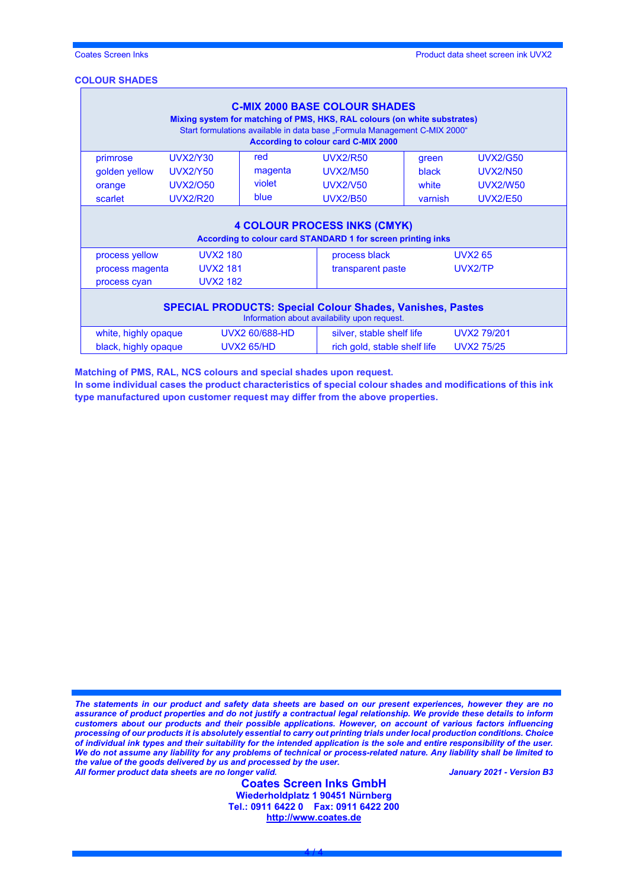## COLOUR SHADES

### C-MIX 2000 BASE COLOUR SHADES

**Mixing system for matching of PMS, HKS, RAL colours (on white substrates)**

Start formulations available in data base „Formula Management C-MIX 2000“

**According to colour card C-MIX 2000**

| | | | | | |
|---|---|---|---|---|---|
| primrose | UVX2/Y30 | red | UVX2/R50 | green | UVX2/G50 |
| golden yellow | UVX2/Y50 | magenta | UVX2/M50 | black | UVX2/N50 |
| orange | UVX2/O50 | violet | UVX2/V50 | white | UVX2/W50 |
| scarlet | UVX2/R20 | blue | UVX2/B50 | varnish | UVX2/E50 |

### 4 COLOUR PROCESS INKS (CMYK)

**According to colour card STANDARD 1 for screen printing inks**

| | | | |
|---|---|---|---|
| process yellow | UVX2 180 | process black | UVX2 65 |
| process magenta | UVX2 181 | transparent paste | UVX2/TP |
| process cyan | UVX2 182 | | |

### SPECIAL PRODUCTS: Special Colour Shades, Vanishes, Pastes

Information about availability upon request.

| | | | |
|---|---|---|---|
| white, highly opaque | UVX2 60/688-HD | silver, stable shelf life | UVX2 79/201 |
| black, highly opaque | UVX2 65/HD | rich gold, stable shelf life | UVX2 75/25 |

**Matching of PMS, RAL, NCS colours and special shades upon request.**
**In some individual cases the product characteristics of special colour shades and modifications of this ink type manufactured upon customer request may differ from the above properties.**

***The statements in our product and safety data sheets are based on our present experiences, however they are no assurance of product properties and do not justify a contractual legal relationship. We provide these details to inform customers about our products and their possible applications. However, on account of various factors influencing processing of our products it is absolutely essential to carry out printing trials under local production conditions. Choice of individual ink types and their suitability for the intended application is the sole and entire responsibility of the user. We do not assume any liability for any problems of technical or process-related nature. Any liability shall be limited to the value of the goods delivered by us and processed by the user.***

***All former product data sheets are no longer valid.*** ***January 2021 - Version B3***

**Coates Screen Inks GmbH**
**Wiederholdplatz 1 90451 Nürnberg**
**Tel.: 0911 6422 0 Fax: 0911 6422 200**
**http://www.coates.de**